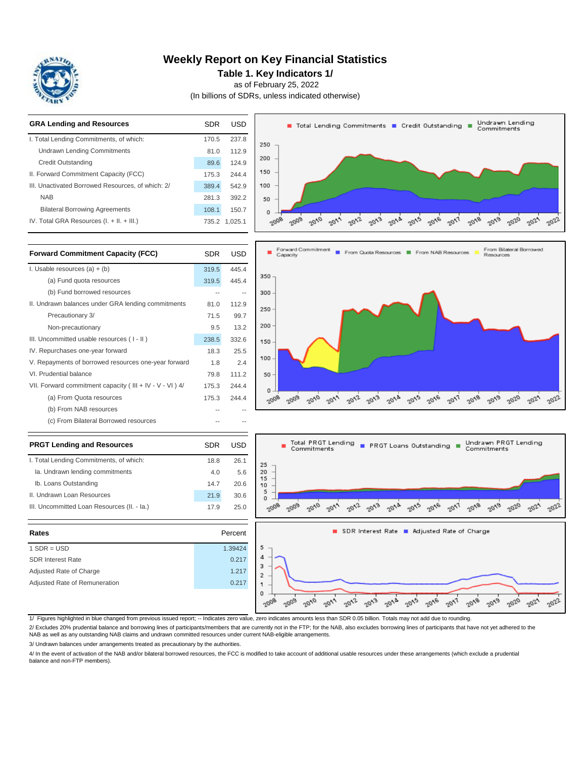# Weekly Report on Key Financial Statistics

## Table 1. Key Indicators 1/

as of February 25, 2022

(In billions of SDRs, unless indicated otherwise)

| GRA Lending and Resources | SDR | USD |
|---|---|---|
| I. Total Lending Commitments, of which: | 170.5 | 237.8 |
| Undrawn Lending Commitments | 81.0 | 112.9 |
| Credit Outstanding | 89.6 | 124.9 |
| II. Forward Commitment Capacity (FCC) | 175.3 | 244.4 |
| III. Unactivated Borrowed Resources, of which: 2/ | 389.4 | 542.9 |
| NAB | 281.3 | 392.2 |
| Bilateral Borrowing Agreements | 108.1 | 150.7 |
| IV. Total GRA Resources (I. + II. + III.) | 735.2 | 1,025.1 |

| Forward Commitment Capacity (FCC) | SDR | USD |
|---|---|---|
| I. Usable resources (a) + (b) | 319.5 | 445.4 |
| (a) Fund quota resources | 319.5 | 445.4 |
| (b) Fund borrowed resources | -- | -- |
| II. Undrawn balances under GRA lending commitments | 81.0 | 112.9 |
| Precautionary 3/ | 71.5 | 99.7 |
| Non-precautionary | 9.5 | 13.2 |
| III. Uncommitted usable resources ( I - II ) | 238.5 | 332.6 |
| IV. Repurchases one-year forward | 18.3 | 25.5 |
| V. Repayments of borrowed resources one-year forward | 1.8 | 2.4 |
| VI. Prudential balance | 79.8 | 111.2 |
| VII. Forward commitment capacity ( III + IV - V - VI ) 4/ | 175.3 | 244.4 |
| (a) From Quota resources | 175.3 | 244.4 |
| (b) From NAB resources | -- | -- |
| (c) From Bilateral Borrowed resources | -- | -- |

| PRGT Lending and Resources | SDR | USD |
|---|---|---|
| I. Total Lending Commitments, of which: | 18.8 | 26.1 |
| Ia. Undrawn lending commitments | 4.0 | 5.6 |
| Ib. Loans Outstanding | 14.7 | 20.6 |
| II. Undrawn Loan Resources | 21.9 | 30.6 |
| III. Uncommitted Loan Resources (II. - Ia.) | 17.9 | 25.0 |

| Rates | Percent |
|---|---|
| 1 SDR = USD | 1.39424 |
| SDR Interest Rate | 0.217 |
| Adjusted Rate of Charge | 1.217 |
| Adjusted Rate of Remuneration | 0.217 |

1/ Figures highlighted in blue changed from previous issued report; -- Indicates zero value, zero indicates amounts less than SDR 0.05 billion. Totals may not add due to rounding.

2/ Excludes 20% prudential balance and borrowing lines of participants/members that are currently not in the FTP; for the NAB, also excludes borrowing lines of participants that have not yet adhered to the NAB as well as any outstanding NAB claims and undrawn committed resources under current NAB-eligible arrangements.

3/ Undrawn balances under arrangements treated as precautionary by the authorities.

4/ In the event of activation of the NAB and/or bilateral borrowed resources, the FCC is modified to take account of additional usable resources under these arrangements (which exclude a prudential balance and non-FTP members).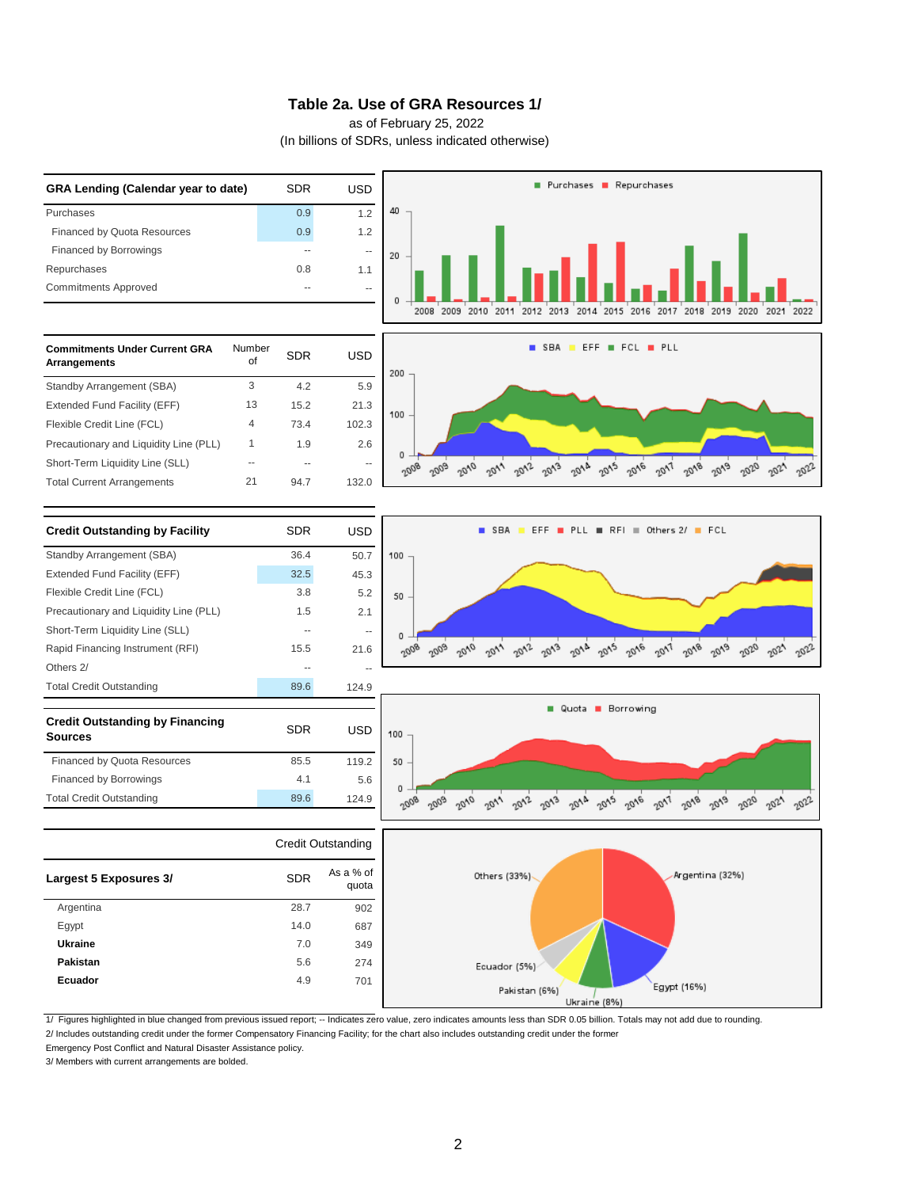## Table 2a. Use of GRA Resources 1/

as of February 25, 2022

(In billions of SDRs, unless indicated otherwise)

| GRA Lending (Calendar year to date) | SDR | USD |
|---|---|---|
| Purchases | 0.9 | 1.2 |
| Financed by Quota Resources | 0.9 | 1.2 |
| Financed by Borrowings | -- | -- |
| Repurchases | 0.8 | 1.1 |
| Commitments Approved | -- | -- |

| Commitments Under Current GRA Arrangements | Number of | SDR | USD |
|---|---|---|---|
| Standby Arrangement (SBA) | 3 | 4.2 | 5.9 |
| Extended Fund Facility (EFF) | 13 | 15.2 | 21.3 |
| Flexible Credit Line (FCL) | 4 | 73.4 | 102.3 |
| Precautionary and Liquidity Line (PLL) | 1 | 1.9 | 2.6 |
| Short-Term Liquidity Line (SLL) | -- | -- | -- |
| Total Current Arrangements | 21 | 94.7 | 132.0 |

| Credit Outstanding by Facility | SDR | USD |
|---|---|---|
| Standby Arrangement (SBA) | 36.4 | 50.7 |
| Extended Fund Facility (EFF) | 32.5 | 45.3 |
| Flexible Credit Line (FCL) | 3.8 | 5.2 |
| Precautionary and Liquidity Line (PLL) | 1.5 | 2.1 |
| Short-Term Liquidity Line (SLL) | -- | -- |
| Rapid Financing Instrument (RFI) | 15.5 | 21.6 |
| Others 2/ | -- | -- |
| Total Credit Outstanding | 89.6 | 124.9 |

| Credit Outstanding by Financing Sources | SDR | USD |
|---|---|---|
| Financed by Quota Resources | 85.5 | 119.2 |
| Financed by Borrowings | 4.1 | 5.6 |
| Total Credit Outstanding | 89.6 | 124.9 |

| | Credit Outstanding | |
|---|---|---|
| Largest 5 Exposures 3/ | SDR | As a % of quota |
| Argentina | 28.7 | 902 |
| Egypt | 14.0 | 687 |
| **Ukraine** | 7.0 | 349 |
| **Pakistan** | 5.6 | 274 |
| **Ecuador** | 4.9 | 701 |

1/ Figures highlighted in blue changed from previous issued report; -- Indicates zero value, zero indicates amounts less than SDR 0.05 billion. Totals may not add due to rounding.

2/ Includes outstanding credit under the former Compensatory Financing Facility; for the chart also includes outstanding credit under the former Emergency Post Conflict and Natural Disaster Assistance policy.

3/ Members with current arrangements are bolded.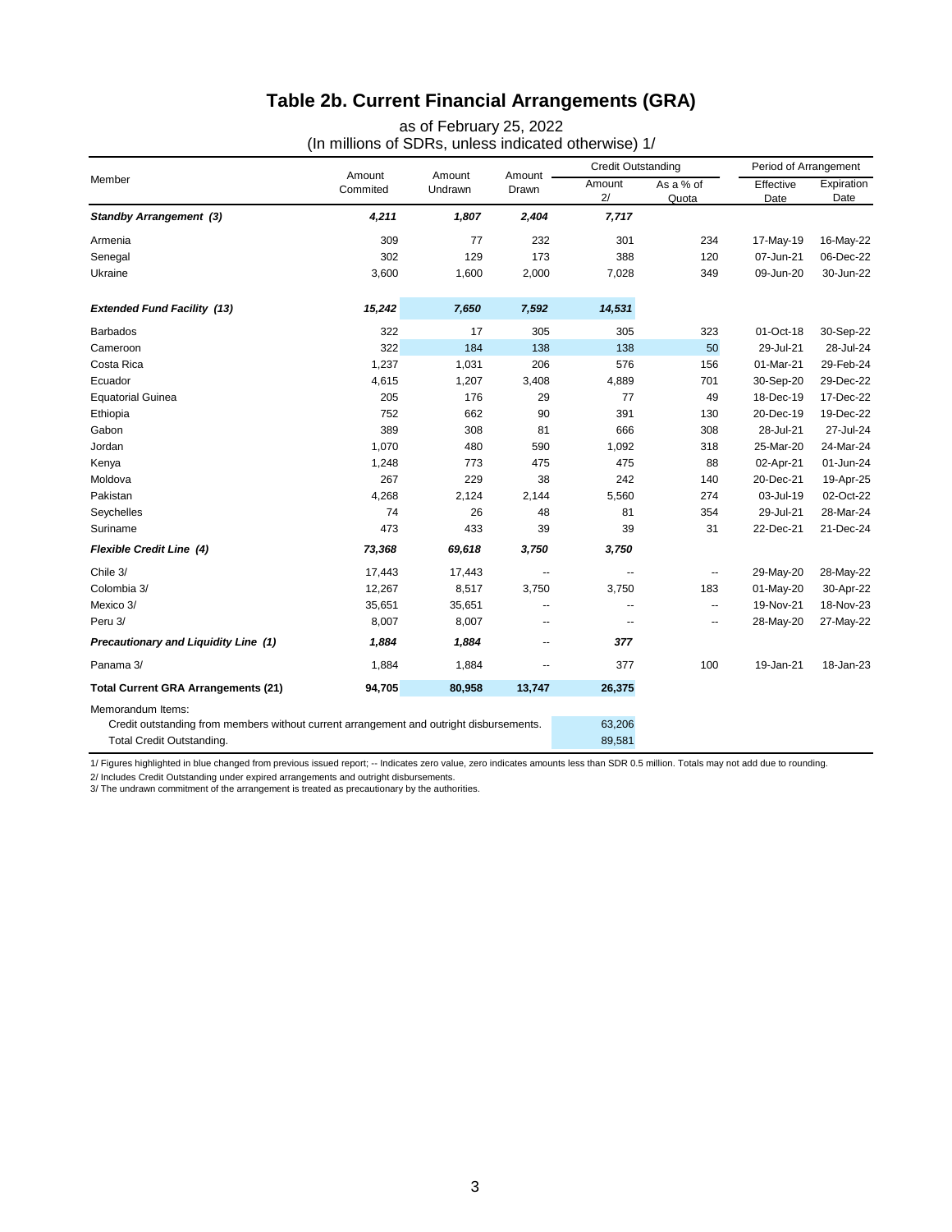# Table 2b. Current Financial Arrangements (GRA)

as of February 25, 2022

(In millions of SDRs, unless indicated otherwise) 1/

| Member | Amount Commited | Amount Undrawn | Amount Drawn | Credit Outstanding | | Period of Arrangement | |
|---|---|---|---|---|---|---|---|
| | | | | Amount 2/ | As a % of Quota | Effective Date | Expiration Date |
| ***Standby Arrangement (3)*** | ***4,211*** | ***1,807*** | ***2,404*** | ***7,717*** | | | |
| Armenia | 309 | 77 | 232 | 301 | 234 | 17-May-19 | 16-May-22 |
| Senegal | 302 | 129 | 173 | 388 | 120 | 07-Jun-21 | 06-Dec-22 |
| Ukraine | 3,600 | 1,600 | 2,000 | 7,028 | 349 | 09-Jun-20 | 30-Jun-22 |
| ***Extended Fund Facility (13)*** | ***15,242*** | ***7,650*** | ***7,592*** | ***14,531*** | | | |
| Barbados | 322 | 17 | 305 | 305 | 323 | 01-Oct-18 | 30-Sep-22 |
| Cameroon | 322 | 184 | 138 | 138 | 50 | 29-Jul-21 | 28-Jul-24 |
| Costa Rica | 1,237 | 1,031 | 206 | 576 | 156 | 01-Mar-21 | 29-Feb-24 |
| Ecuador | 4,615 | 1,207 | 3,408 | 4,889 | 701 | 30-Sep-20 | 29-Dec-22 |
| Equatorial Guinea | 205 | 176 | 29 | 77 | 49 | 18-Dec-19 | 17-Dec-22 |
| Ethiopia | 752 | 662 | 90 | 391 | 130 | 20-Dec-19 | 19-Dec-22 |
| Gabon | 389 | 308 | 81 | 666 | 308 | 28-Jul-21 | 27-Jul-24 |
| Jordan | 1,070 | 480 | 590 | 1,092 | 318 | 25-Mar-20 | 24-Mar-24 |
| Kenya | 1,248 | 773 | 475 | 475 | 88 | 02-Apr-21 | 01-Jun-24 |
| Moldova | 267 | 229 | 38 | 242 | 140 | 20-Dec-21 | 19-Apr-25 |
| Pakistan | 4,268 | 2,124 | 2,144 | 5,560 | 274 | 03-Jul-19 | 02-Oct-22 |
| Seychelles | 74 | 26 | 48 | 81 | 354 | 29-Jul-21 | 28-Mar-24 |
| Suriname | 473 | 433 | 39 | 39 | 31 | 22-Dec-21 | 21-Dec-24 |
| ***Flexible Credit Line (4)*** | ***73,368*** | ***69,618*** | ***3,750*** | ***3,750*** | | | |
| Chile 3/ | 17,443 | 17,443 | -- | -- | -- | 29-May-20 | 28-May-22 |
| Colombia 3/ | 12,267 | 8,517 | 3,750 | 3,750 | 183 | 01-May-20 | 30-Apr-22 |
| Mexico 3/ | 35,651 | 35,651 | -- | -- | -- | 19-Nov-21 | 18-Nov-23 |
| Peru 3/ | 8,007 | 8,007 | -- | -- | -- | 28-May-20 | 27-May-22 |
| ***Precautionary and Liquidity Line (1)*** | ***1,884*** | ***1,884*** | -- | ***377*** | | | |
| Panama 3/ | 1,884 | 1,884 | -- | 377 | 100 | 19-Jan-21 | 18-Jan-23 |
| **Total Current GRA Arrangements (21)** | **94,705** | **80,958** | **13,747** | **26,375** | | | |
| Memorandum Items: | | | | | | | |
| Credit outstanding from members without current arrangement and outright disbursements. | | | | 63,206 | | | |
| Total Credit Outstanding. | | | | 89,581 | | | |

1/ Figures highlighted in blue changed from previous issued report; -- Indicates zero value, zero indicates amounts less than SDR 0.5 million. Totals may not add due to rounding.

2/ Includes Credit Outstanding under expired arrangements and outright disbursements.

3/ The undrawn commitment of the arrangement is treated as precautionary by the authorities.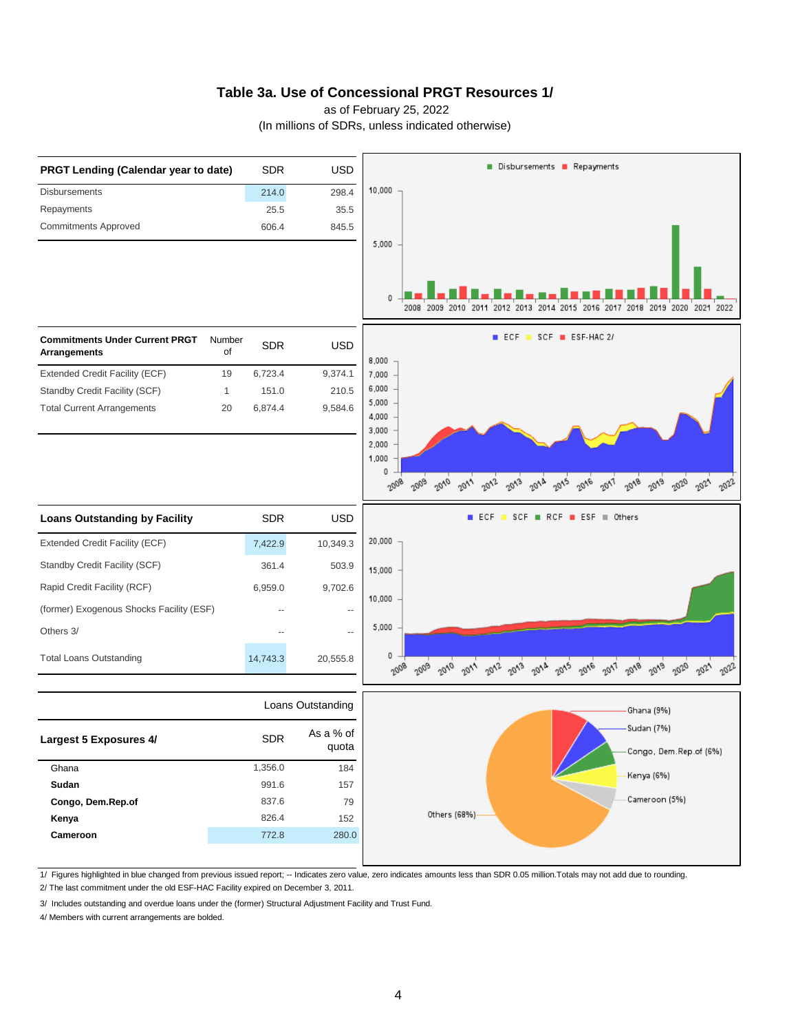# Table 3a. Use of Concessional PRGT Resources 1/

as of February 25, 2022

(In millions of SDRs, unless indicated otherwise)

| PRGT Lending (Calendar year to date) | SDR | USD |
|---|---|---|
| Disbursements | 214.0 | 298.4 |
| Repayments | 25.5 | 35.5 |
| Commitments Approved | 606.4 | 845.5 |

| Commitments Under Current PRGT Arrangements | Number of | SDR | USD |
|---|---|---|---|
| Extended Credit Facility (ECF) | 19 | 6,723.4 | 9,374.1 |
| Standby Credit Facility (SCF) | 1 | 151.0 | 210.5 |
| Total Current Arrangements | 20 | 6,874.4 | 9,584.6 |

| Loans Outstanding by Facility | SDR | USD |
|---|---|---|
| Extended Credit Facility (ECF) | 7,422.9 | 10,349.3 |
| Standby Credit Facility (SCF) | 361.4 | 503.9 |
| Rapid Credit Facility (RCF) | 6,959.0 | 9,702.6 |
| (former) Exogenous Shocks Facility (ESF) | -- | -- |
| Others 3/ | -- | -- |
| Total Loans Outstanding | 14,743.3 | 20,555.8 |

| Largest 5 Exposures 4/ | Loans Outstanding SDR | As a % of quota |
|---|---|---|
| Ghana | 1,356.0 | 184 |
| **Sudan** | 991.6 | 157 |
| **Congo, Dem.Rep.of** | 837.6 | 79 |
| **Kenya** | 826.4 | 152 |
| **Cameroon** | 772.8 | 280.0 |

1/ Figures highlighted in blue changed from previous issued report; -- Indicates zero value, zero indicates amounts less than SDR 0.05 million.Totals may not add due to rounding.

2/ The last commitment under the old ESF-HAC Facility expired on December 3, 2011.

3/ Includes outstanding and overdue loans under the (former) Structural Adjustment Facility and Trust Fund.

4/ Members with current arrangements are bolded.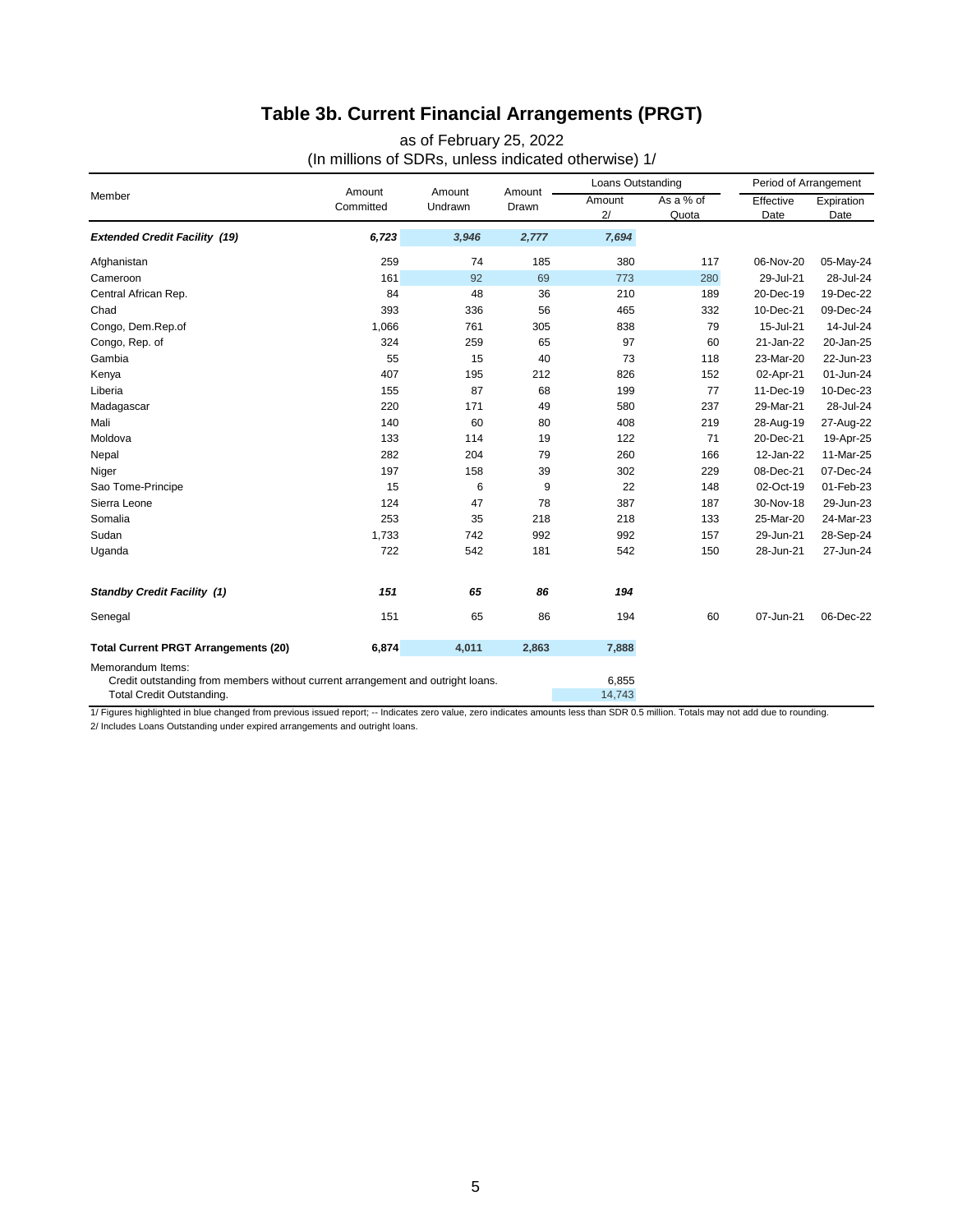# Table 3b. Current Financial Arrangements (PRGT)

as of February 25, 2022

(In millions of SDRs, unless indicated otherwise) 1/

| Member | Amount Committed | Amount Undrawn | Amount Drawn | Loans Outstanding | | Period of Arrangement | |
|---|---|---|---|---|---|---|---|
| | | | | Amount 2/ | As a % of Quota | Effective Date | Expiration Date |
| ***Extended Credit Facility (19)*** | ***6,723*** | ***3,946*** | ***2,777*** | ***7,694*** | | | |
| Afghanistan | 259 | 74 | 185 | 380 | 117 | 06-Nov-20 | 05-May-24 |
| Cameroon | 161 | 92 | 69 | 773 | 280 | 29-Jul-21 | 28-Jul-24 |
| Central African Rep. | 84 | 48 | 36 | 210 | 189 | 20-Dec-19 | 19-Dec-22 |
| Chad | 393 | 336 | 56 | 465 | 332 | 10-Dec-21 | 09-Dec-24 |
| Congo, Dem.Rep.of | 1,066 | 761 | 305 | 838 | 79 | 15-Jul-21 | 14-Jul-24 |
| Congo, Rep. of | 324 | 259 | 65 | 97 | 60 | 21-Jan-22 | 20-Jan-25 |
| Gambia | 55 | 15 | 40 | 73 | 118 | 23-Mar-20 | 22-Jun-23 |
| Kenya | 407 | 195 | 212 | 826 | 152 | 02-Apr-21 | 01-Jun-24 |
| Liberia | 155 | 87 | 68 | 199 | 77 | 11-Dec-19 | 10-Dec-23 |
| Madagascar | 220 | 171 | 49 | 580 | 237 | 29-Mar-21 | 28-Jul-24 |
| Mali | 140 | 60 | 80 | 408 | 219 | 28-Aug-19 | 27-Aug-22 |
| Moldova | 133 | 114 | 19 | 122 | 71 | 20-Dec-21 | 19-Apr-25 |
| Nepal | 282 | 204 | 79 | 260 | 166 | 12-Jan-22 | 11-Mar-25 |
| Niger | 197 | 158 | 39 | 302 | 229 | 08-Dec-21 | 07-Dec-24 |
| Sao Tome-Principe | 15 | 6 | 9 | 22 | 148 | 02-Oct-19 | 01-Feb-23 |
| Sierra Leone | 124 | 47 | 78 | 387 | 187 | 30-Nov-18 | 29-Jun-23 |
| Somalia | 253 | 35 | 218 | 218 | 133 | 25-Mar-20 | 24-Mar-23 |
| Sudan | 1,733 | 742 | 992 | 992 | 157 | 29-Jun-21 | 28-Sep-24 |
| Uganda | 722 | 542 | 181 | 542 | 150 | 28-Jun-21 | 27-Jun-24 |
| ***Standby Credit Facility (1)*** | ***151*** | ***65*** | ***86*** | ***194*** | | | |
| Senegal | 151 | 65 | 86 | 194 | 60 | 07-Jun-21 | 06-Dec-22 |
| **Total Current PRGT Arrangements (20)** | **6,874** | **4,011** | **2,863** | **7,888** | | | |
| Memorandum Items: | | | | | | | |
| Credit outstanding from members without current arrangement and outright loans. | | | | 6,855 | | | |
| Total Credit Outstanding. | | | | 14,743 | | | |

1/ Figures highlighted in blue changed from previous issued report; -- Indicates zero value, zero indicates amounts less than SDR 0.5 million. Totals may not add due to rounding.

2/ Includes Loans Outstanding under expired arrangements and outright loans.